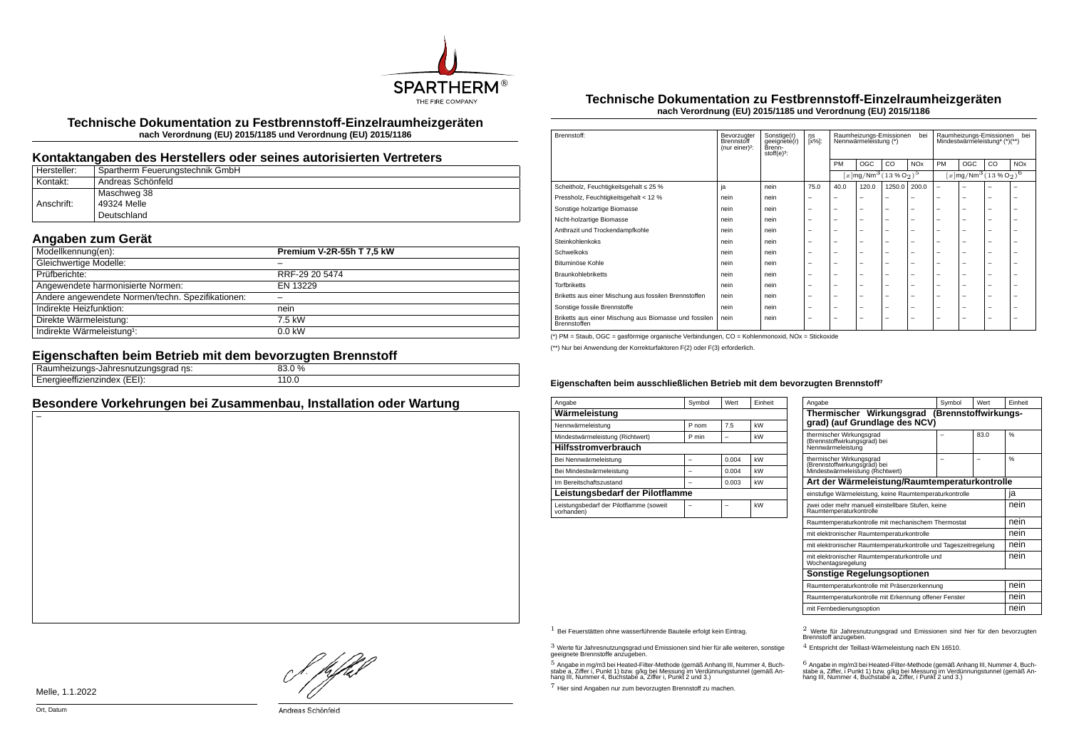# Technische Dokumentation zu Festbrennstoff-Einzelraumheizgeräten

**nach Verordnung (EU) 2015/1185 und Verordnung (EU) 2015/1186**

## Kontaktangaben des Herstellers oder seines autorisierten Vertreters

| | |
|---|---|
| Hersteller: | Spartherm Feuerungstechnik GmbH |
| Kontakt: | Andreas Schönfeld |
| Anschrift: | Maschweg 38<br>49324 Melle<br>Deutschland |

## Angaben zum Gerät

| | |
|---|---|
| Modellkennung(en): | **Premium V-2R-55h T 7,5 kW** |
| Gleichwertige Modelle: | – |
| Prüfberichte: | RRF-29 20 5474 |
| Angewendete harmonisierte Normen: | EN 13229 |
| Andere angewendete Normen/techn. Spezifikationen: | – |
| Indirekte Heizfunktion: | nein |
| Direkte Wärmeleistung: | 7.5 kW |
| Indirekte Wärmeleistung[1]: | 0.0 kW |

## Eigenschaften beim Betrieb mit dem bevorzugten Brennstoff

| | |
|---|---|
| Raumheizungs-Jahresnutzungsgrad ηs: | 83.0 % |
| Energieeffizienzindex (EEI): | 110.0 |

## Besondere Vorkehrungen bei Zusammenbau, Installation oder Wartung

–

Melle, 1.1.2022

Ort, Datum

Andreas Schönfeld

# Technische Dokumentation zu Festbrennstoff-Einzelraumheizgeräten

**nach Verordnung (EU) 2015/1185 und Verordnung (EU) 2015/1186**

| Brennstoff: | Bevorzugter Brennstoff (nur einer)[2]: | Sonstige(r) geeignete(r) Brennstoff(e)[3]: | ηs [x%]: | Raumheizungs-Emissionen bei Nennwärmeleistung (*) | | | | Raumheizungs-Emissionen bei Mindestwärmeleistung[4] (*)(**) | | | |
|---|---|---|---|---|---|---|---|---|---|---|---|
| | | | | PM | OGC | CO | NOx | PM | OGC | CO | NOx |
| | | | | $[x]\mathrm{mg/Nm^3}\,(13\,\%\,O_2)^5$ | | | | $[x]\mathrm{mg/Nm^3}\,(13\,\%\,O_2)^6$ | | | |
| Scheitholz, Feuchtigkeitsgehalt ≤ 25 % | ja | nein | 75.0 | 40.0 | 120.0 | 1250.0 | 200.0 | – | – | – | – |
| Pressholz, Feuchtigkeitsgehalt < 12 % | nein | nein | – | – | – | – | – | – | – | – | – |
| Sonstige holzartige Biomasse | nein | nein | – | – | – | – | – | – | – | – | – |
| Nicht-holzartige Biomasse | nein | nein | – | – | – | – | – | – | – | – | – |
| Anthrazit und Trockendampfkohle | nein | nein | – | – | – | – | – | – | – | – | – |
| Steinkohlenkoks | nein | nein | – | – | – | – | – | – | – | – | – |
| Schwelkoks | nein | nein | – | – | – | – | – | – | – | – | – |
| Bituminöse Kohle | nein | nein | – | – | – | – | – | – | – | – | – |
| Braunkohlebriketts | nein | nein | – | – | – | – | – | – | – | – | – |
| Torfbriketts | nein | nein | – | – | – | – | – | – | – | – | – |
| Briketts aus einer Mischung aus fossilen Brennstoffen | nein | nein | – | – | – | – | – | – | – | – | – |
| Sonstige fossile Brennstoffe | nein | nein | – | – | – | – | – | – | – | – | – |
| Briketts aus einer Mischung aus Biomasse und fossilen Brennstoffen | nein | nein | – | – | – | – | – | – | – | – | – |

(*) PM = Staub, OGC = gasförmige organische Verbindungen, CO = Kohlenmonoxid, NOx = Stickoxide

(**) Nur bei Anwendung der Korrekturfaktoren F(2) oder F(3) erforderlich.

### Eigenschaften beim ausschließlichen Betrieb mit dem bevorzugten Brennstoff[7]

| Angabe | Symbol | Wert | Einheit |
|---|---|---|---|
| **Wärmeleistung** | | | |
| Nennwärmeleistung | P nom | 7.5 | kW |
| Mindestwärmeleistung (Richtwert) | P min | – | kW |
| **Hilfsstromverbrauch** | | | |
| Bei Nennwärmeleistung | – | 0.004 | kW |
| Bei Mindestwärmeleistung | – | 0.004 | kW |
| Im Bereitschaftszustand | – | 0.003 | kW |
| **Leistungsbedarf der Pilotflamme** | | | |
| Leistungsbedarf der Pilotflamme (soweit vorhanden) | – | – | kW |

| Angabe | Symbol | Wert | Einheit |
|---|---|---|---|
| **Thermischer Wirkungsgrad (Brennstoffwirkungsgrad) (auf Grundlage des NCV)** | | | |
| thermischer Wirkungsgrad (Brennstoffwirkungsgrad) bei Nennwärmeleistung | – | 83.0 | % |
| thermischer Wirkungsgrad (Brennstoffwirkungsgrad) bei Mindestwärmeleistung (Richtwert) | – | – | % |
| **Art der Wärmeleistung/Raumtemperaturkontrolle** | | | |
| einstufige Wärmeleistung, keine Raumtemperaturkontrolle | | | ja |
| zwei oder mehr manuell einstellbare Stufen, keine Raumtemperaturkontrolle | | | nein |
| Raumtemperaturkontrolle mit mechanischem Thermostat | | | nein |
| mit elektronischer Raumtemperaturkontrolle | | | nein |
| mit elektronischer Raumtemperaturkontrolle und Tageszeitregelung | | | nein |
| mit elektronischer Raumtemperaturkontrolle und Wochentagsregelung | | | nein |
| **Sonstige Regelungsoptionen** | | | |
| Raumtemperaturkontrolle mit Präsenzerkennung | | | nein |
| Raumtemperaturkontrolle mit Erkennung offener Fenster | | | nein |
| mit Fernbedienungsoption | | | nein |

[1] Bei Feuerstätten ohne wasserführende Bauteile erfolgt kein Eintrag.

[2] Werte für Jahresnutzungsgrad und Emissionen sind hier für den bevorzugten Brennstoff anzugeben.

[3] Werte für Jahresnutzungsgrad und Emissionen sind hier für alle weiteren, sonstige geeignete Brennstoffe anzugeben.

[4] Entspricht der Teillast-Wärmeleistung nach EN 16510.

[5] Angabe in mg/m3 bei Heated-Filter-Methode (gemäß Anhang III, Nummer 4, Buchstabe a, Ziffer i, Punkt 1) bzw. g/kg bei Messung im Verdünnungstunnel (gemäß Anhang III, Nummer 4, Buchstabe a, Ziffer i, Punkt 2 und 3.)

[6] Angabe in mg/m3 bei Heated-Filter-Methode (gemäß Anhang III, Nummer 4, Buchstabe a, Ziffer i, Punkt 1) bzw. g/kg bei Messung im Verdünnungstunnel (gemäß Anhang III, Nummer 4, Buchstabe a, Ziffer i, Punkt 2 und 3.)

[7] Hier sind Angaben nur zum bevorzugten Brennstoff zu machen.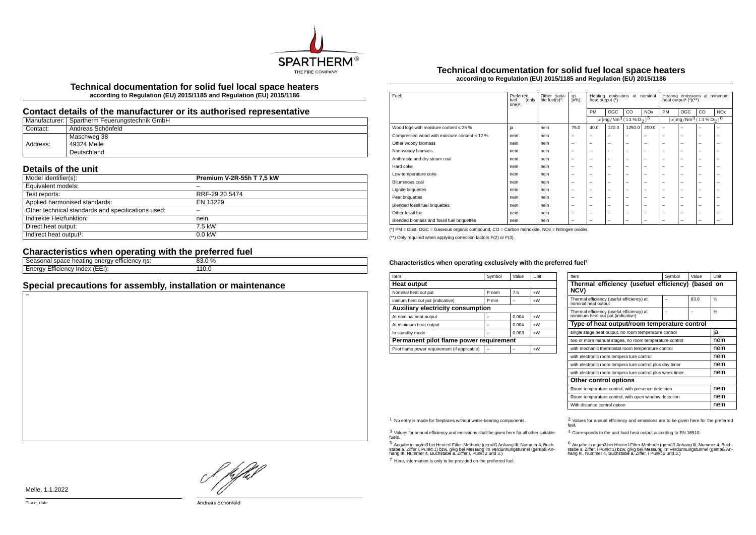# Technical documentation for solid fuel local space heaters

**according to Regulation (EU) 2015/1185 and Regulation (EU) 2015/1186**

## Contact details of the manufacturer or its authorised representative

| | |
|---|---|
| Manufacturer: | Spartherm Feuerungstechnik GmbH |
| Contact: | Andreas Schönfeld |
| Address: | Maschweg 38<br>49324 Melle<br>Deutschland |

## Details of the unit

| | |
|---|---|
| Model identifier(s): | **Premium V-2R-55h T 7,5 kW** |
| Equivalent models: | – |
| Test reports: | RRF-29 20 5474 |
| Applied harmonised standards: | EN 13229 |
| Other technical standards and specifications used: | – |
| Indirekte Heizfunktion: | nein |
| Direct heat output: | 7.5 kW |
| Indirect heat output[1]: | 0.0 kW |

## Characteristics when operating with the preferred fuel

| | |
|---|---|
| Seasonal space heating energy efficiency ηs: | 83.0 % |
| Energy Efficiency Index (EEI): | 110.0 |

## Special precautions for assembly, installation or maintenance

–

# Technical documentation for solid fuel local space heaters

**according to Regulation (EU) 2015/1185 and Regulation (EU) 2015/1186**

| Fuel: | Preferred fuel (only one)[2]: | Other suitable fuel(s)[3]: | ηs [x%]: | Heating emissions at nominal heat output (*) | | | | Heating emissions at minimum heat output[4] (*)(**) | | | |
|---|---|---|---|---|---|---|---|---|---|---|---|
| | | | | PM | OGC | CO | NOx | PM | OGC | CO | NOx |
| | | | | $[x]\text{mg/Nm}^3\,(13\,\%\,O_2)^5$ | | | | $[x]\text{mg/Nm}^3\,(13\,\%\,O_2)^6$ | | | |
| Wood logs with moisture content ≤ 25 % | ja | nein | 75.0 | 40.0 | 120.0 | 1250.0 | 200.0 | – | – | – | – |
| Compressed wood with moisture content < 12 % | nein | nein | – | – | – | – | – | – | – | – | – |
| Other woody biomass | nein | nein | – | – | – | – | – | – | – | – | – |
| Non-woody biomass | nein | nein | – | – | – | – | – | – | – | – | – |
| Anthracite and dry steam coal | nein | nein | – | – | – | – | – | – | – | – | – |
| Hard coke | nein | nein | – | – | – | – | – | – | – | – | – |
| Low temperature coke | nein | nein | – | – | – | – | – | – | – | – | – |
| Bituminous coal | nein | nein | – | – | – | – | – | – | – | – | – |
| Lignite briquettes | nein | nein | – | – | – | – | – | – | – | – | – |
| Peat briquettes | nein | nein | – | – | – | – | – | – | – | – | – |
| Blended fossil fuel briquettes | nein | nein | – | – | – | – | – | – | – | – | – |
| Other fossil fue | nein | nein | – | – | – | – | – | – | – | – | – |
| Blended biomass and fossil fuel briquettes | nein | nein | – | – | – | – | – | – | – | – | – |

(*) PM = Dust, OGC = Gaseous organic compound, CO = Carbon monoxide, NOx = Nitrogen oxides

(**) Only required when applying correction factors F(2) or F(3).

#### Characteristics when operating exclusively with the preferred fuel[7]

| Item | Symbol | Value | Unit |
|---|---|---|---|
| **Heat output** | | | |
| Nominal heat out put | P nom | 7.5 | kW |
| inimum heat out put (indicative) | P min | – | kW |
| **Auxiliary electricity consumption** | | | |
| At nominal heat output | – | 0.004 | kW |
| At minimum heat output | – | 0.004 | kW |
| In standby mode | – | 0.003 | kW |
| **Permanent pilot flame power requirement** | | | |
| Pilot flame power requirement (if applicable) | – | – | kW |

| Item | Symbol | Value | Unit |
|---|---|---|---|
| **Thermal efficiency (usefuel efficiency) (based on NCV)** | | | |
| Thermal efficiency (useful efficiency) at nominal heat output | – | 83.0 | % |
| Thermal efficiency (useful efficiency) at minimum heat out put (indicative) | – | – | % |
| **Type of heat output/room temperature control** | | | |
| single stage heat output, no room temperature control | | | ja |
| two or more manual stages, no room temperature control | | | nein |
| with mechanic thermostat room temperature control | | | nein |
| with electronic room tempera ture control | | | nein |
| with electronic room tempera ture control plus day timer | | | nein |
| with electronic room tempera ture control plus week timer | | | nein |
| **Other control options** | | | |
| Room temperature control, with presence detection | | | nein |
| Room temperature control, with open window detection | | | nein |
| With distance control option | | | nein |

[1] No entry is made for fireplaces without water-bearing components.

[2] Values for annual efficiency and emissions are to be given here for the preferred fuel.

[3] Values for annual efficiency and emissions shall be given here for all other suitable fuels.

[4] Corresponds to the part load heat output according to EN 16510.

[5] Angabe in mg/m3 bei Heated-Filter-Methode (gemäß Anhang III, Nummer 4, Buchstabe a, Ziffer i, Punkt 1) bzw. g/kg bei Messung im Verdünnungstunnel (gemäß Anhang III, Nummer 4, Buchstabe a, Ziffer i, Punkt 2 und 3.)

[6] Angabe in mg/m3 bei Heated-Filter-Methode (gemäß Anhang III, Nummer 4, Buchstabe a, Ziffer, i Punkt 1) bzw. g/kg bei Messung im Verdünnungstunnel (gemäß Anhang III, Nummer 4, Buchstabe a, Ziffer, i Punkt 2 und 3.)

[7] Here, information is only to be provided on the preferred fuel.

Melle, 1.1.2022

Place, date

Andreas Schönfeld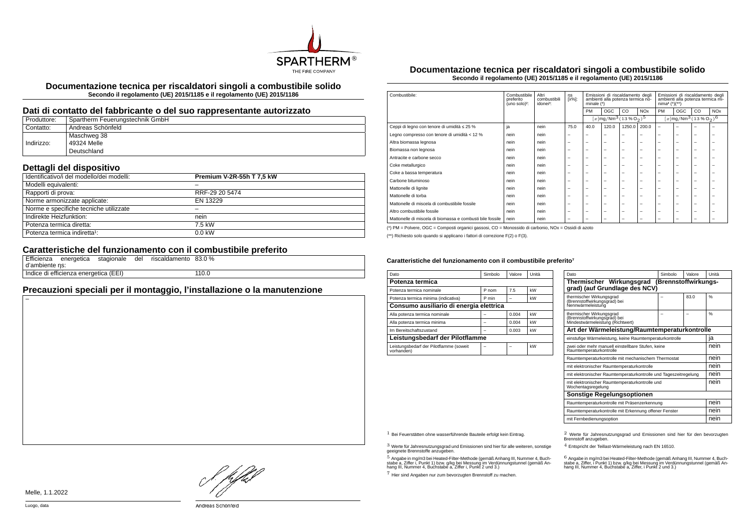# Documentazione tecnica per riscaldatori singoli a combustibile solido

**Secondo il regolamento (UE) 2015/1185 e il regolamento (UE) 2015/1186**

## Dati di contatto del fabbricante o del suo rappresentante autorizzato

| Produttore: | Spartherm Feuerungstechnik GmbH |
|---|---|
| Contatto: | Andreas Schönfeld |
| Indirizzo: | Maschweg 38<br>49324 Melle<br>Deutschland |

## Dettagli del dispositivo

| Identificativo/i del modello/dei modelli: | **Premium V-2R-55h T 7,5 kW** |
|---|---|
| Modelli equivalenti: | – |
| Rapporti di prova: | RRF-29 20 5474 |
| Norme armonizzate applicate: | EN 13229 |
| Norme e specifiche tecniche utilizzate | – |
| Indirekte Heizfunktion: | nein |
| Potenza termica diretta: | 7.5 kW |
| Potenza termica indiretta[1]: | 0.0 kW |

## Caratteristiche del funzionamento con il combustibile preferito

| Efficienza energetica stagionale del riscaldamento d'ambiente ηs: | 83.0 % |
|---|---|
| Indice di efficienza energetica (EEI) | 110.0 |

## Precauzioni speciali per il montaggio, l'installazione o la manutenzione

–

Melle, 1.1.2022

Luogo, data

Andreas Schönfeld

# Documentazione tecnica per riscaldatori singoli a combustibile solido

**Secondo il regolamento (UE) 2015/1185 e il regolamento (UE) 2015/1186**

| Combustibile: | Combustibile preferito (uno solo)[2]: | Altri combustibili idonei[3]: | ηs [x%]: | Emissioni di riscaldamento degli ambienti alla potenza termica nominale (*) | | | | Emissioni di riscaldamento degli ambienti alla potenza termica minima[4] (*)(**) | | | |
|---|---|---|---|---|---|---|---|---|---|---|---|
| | | | | PM | OGC | CO | NOx | PM | OGC | CO | NOx |
| | | | | $[x]\mathrm{mg/Nm^3}\,(13\,\%\,O_2)^5$ | | | | $[x]\mathrm{mg/Nm^3}\,(13\,\%\,O_2)^6$ | | | |
| Ceppi di legno con tenore di umidità ≤ 25 % | ja | nein | 75.0 | 40.0 | 120.0 | 1250.0 | 200.0 | – | – | – | – |
| Legno compresso con tenore di umidità < 12 % | nein | nein | – | – | – | – | – | – | – | – | – |
| Altra biomassa legnosa | nein | nein | – | – | – | – | – | – | – | – | – |
| Biomassa non legnosa | nein | nein | – | – | – | – | – | – | – | – | – |
| Antracite e carbone secco | nein | nein | – | – | – | – | – | – | – | – | – |
| Coke metallurgico | nein | nein | – | – | – | – | – | – | – | – | – |
| Coke a bassa temperatura | nein | nein | – | – | – | – | – | – | – | – | – |
| Carbone bituminoso | nein | nein | – | – | – | – | – | – | – | – | – |
| Mattonelle di lignite | nein | nein | – | – | – | – | – | – | – | – | – |
| Mattonelle di torba | nein | nein | – | – | – | – | – | – | – | – | – |
| Mattonelle di miscela di combustibile fossile | nein | nein | – | – | – | – | – | – | – | – | – |
| Altro combustibile fossile | nein | nein | – | – | – | – | – | – | – | – | – |
| Mattonelle di miscela di biomassa e combusti bile fossile | nein | nein | – | – | – | – | – | – | – | – | – |

(*) PM = Polvere, OGC = Composti organici gassosi, CO = Monossido di carbonio, NOx = Ossidi di azoto

(**) Richiesto solo quando si applicano i fattori di correzione F(2) o F(3).

#### Caratteristiche del funzionamento con il combustibile preferito[7]

| Dato | Simbolo | Valore | Unità |
|---|---|---|---|
| **Potenza termica** | | | |
| Potenza termica nominale | P nom | 7.5 | kW |
| Potenza termica minima (indicativa) | P min | – | kW |
| **Consumo ausiliario di energia elettrica** | | | |
| Alla potenza termica nominale | – | 0.004 | kW |
| Alla potenza termica minima | – | 0.004 | kW |
| Im Bereitschaftszustand | – | 0.003 | kW |
| **Leistungsbedarf der Pilotflamme** | | | |
| Leistungsbedarf der Pilotflamme (soweit vorhanden) | – | – | kW |

| Dato | Simbolo | Valore | Unità |
|---|---|---|---|
| **Thermischer Wirkungsgrad (Brennstoffwirkungsgrad) (auf Grundlage des NCV)** | | | |
| thermischer Wirkungsgrad (Brennstoffwirkungsgrad) bei Nennwärmeleistung | – | 83.0 | % |
| thermischer Wirkungsgrad (Brennstoffwirkungsgrad) bei Mindestwärmeleistung (Richtwert) | – | – | % |
| **Art der Wärmeleistung/Raumtemperaturkontrolle** | | | |
| einstufige Wärmeleistung, keine Raumtemperaturkontrolle | | | ja |
| zwei oder mehr manuell einstellbare Stufen, keine Raumtemperaturkontrolle | | | nein |
| Raumtemperaturkontrolle mit mechanischem Thermostat | | | nein |
| mit elektronischer Raumtemperaturkontrolle | | | nein |
| mit elektronischer Raumtemperaturkontrolle und Tageszeitregelung | | | nein |
| mit elektronischer Raumtemperaturkontrolle und Wochentagsregelung | | | nein |
| **Sonstige Regelungsoptionen** | | | |
| Raumtemperaturkontrolle mit Präsenzerkennung | | | nein |
| Raumtemperaturkontrolle mit Erkennung offener Fenster | | | nein |
| mit Fernbedienungsoption | | | nein |

[1] Bei Feuerstätten ohne wasserführende Bauteile erfolgt kein Eintrag.

[2] Werte für Jahresnutzungsgrad und Emissionen sind hier für den bevorzugten Brennstoff anzugeben.

[3] Werte für Jahresnutzungsgrad und Emissionen sind hier für alle weiteren, sonstige geeignete Brennstoffe anzugeben.

[4] Entspricht der Teillast-Wärmeleistung nach EN 16510.

[5] Angabe in mg/m3 bei Heated-Filter-Methode (gemäß Anhang III, Nummer 4, Buchstabe a, Ziffer i, Punkt 1) bzw. g/kg bei Messung im Verdünnungstunnel (gemäß Anhang III, Nummer 4, Buchstabe a, Ziffer i, Punkt 2 und 3.)

[6] Angabe in mg/m3 bei Heated-Filter-Methode (gemäß Anhang III, Nummer 4, Buchstabe a, Ziffer, i Punkt 1) bzw. g/kg bei Messung im Verdünnungstunnel (gemäß Anhang III, Nummer 4, Buchstabe a, Ziffer, i Punkt 2 und 3.)

[7] Hier sind Angaben nur zum bevorzugten Brennstoff zu machen.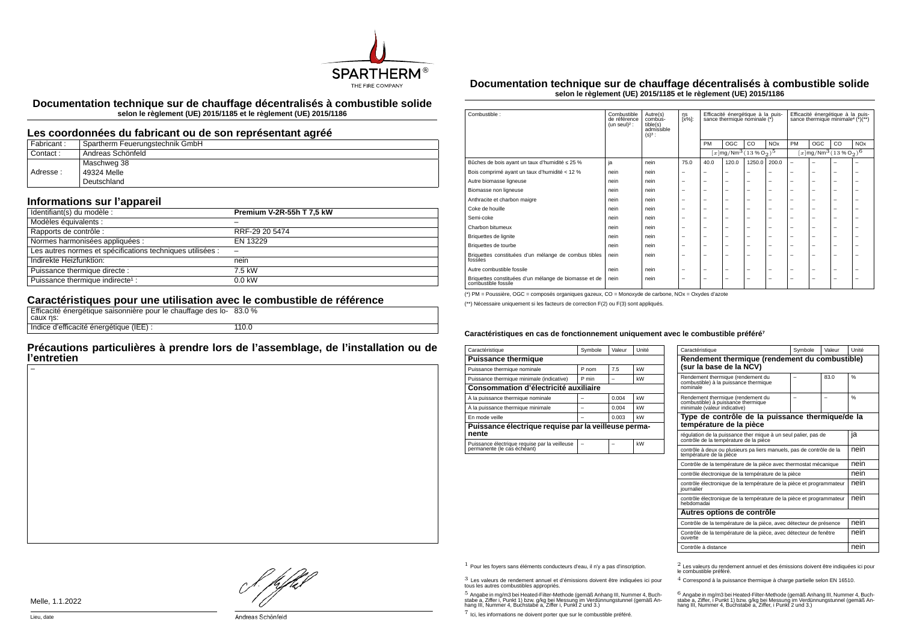# Documentation technique sur de chauffage décentralisés à combustible solide

**selon le règlement (UE) 2015/1185 et le règlement (UE) 2015/1186**

## Les coordonnées du fabricant ou de son représentant agréé

| | |
|---|---|
| Fabricant : | Spartherm Feuerungstechnik GmbH |
| Contact : | Andreas Schönfeld |
| Adresse : | Maschweg 38<br>49324 Melle<br>Deutschland |

## Informations sur l'appareil

| | |
|---|---|
| Identifiant(s) du modèle : | **Premium V-2R-55h T 7,5 kW** |
| Modèles équivalents : | – |
| Rapports de contrôle : | RRF-29 20 5474 |
| Normes harmonisées appliquées : | EN 13229 |
| Les autres normes et spécifications techniques utilisées : | – |
| Indirekte Heizfunktion: | nein |
| Puissance thermique directe : | 7.5 kW |
| Puissance thermique indirecte[1] : | 0.0 kW |

## Caractéristiques pour une utilisation avec le combustible de référence

| | |
|---|---|
| Efficacité énergétique saisonnière pour le chauffage des locaux ηs: | 83.0 % |
| Indice d'efficacité énergétique (IEE) : | 110.0 |

## Précautions particulières à prendre lors de l'assemblage, de l'installation ou de l'entretien

–

Melle, 1.1.2022

Lieu, date

Andreas Schönfeld

# Documentation technique sur de chauffage décentralisés à combustible solide

**selon le règlement (UE) 2015/1185 et le règlement (UE) 2015/1186**

| Combustible : | Combustible de référence (un seul)[2] : | Autre(s) combustible(s) admissible (s)[3] : | ηs [x%]: | Efficacité énergétique à la puissance thermique nominale (*) | | | | Efficacité énergétique à la puissance thermique minimale[4] (*)(**) | | | |
|---|---|---|---|---|---|---|---|---|---|---|---|
| | | | | PM | OGC | CO | NOx | PM | OGC | CO | NOx |
| | | | | $[x]$mg/Nm$^3$ (13 % $O_2$)[5] | | | | $[x]$mg/Nm$^3$ (13 % $O_2$)[6] | | | |
| Bûches de bois ayant un taux d'humidité ≤ 25 % | ja | nein | 75.0 | 40.0 | 120.0 | 1250.0 | 200.0 | – | – | – | – |
| Bois comprimé ayant un taux d'humidité < 12 % | nein | nein | – | – | – | – | – | – | – | – | – |
| Autre biomasse ligneuse | nein | nein | – | – | – | – | – | – | – | – | – |
| Biomasse non ligneuse | nein | nein | – | – | – | – | – | – | – | – | – |
| Anthracite et charbon maigre | nein | nein | – | – | – | – | – | – | – | – | – |
| Coke de houille | nein | nein | – | – | – | – | – | – | – | – | – |
| Semi-coke | nein | nein | – | – | – | – | – | – | – | – | – |
| Charbon bitumeux | nein | nein | – | – | – | – | – | – | – | – | – |
| Briquettes de lignite | nein | nein | – | – | – | – | – | – | – | – | – |
| Briquettes de tourbe | nein | nein | – | – | – | – | – | – | – | – | – |
| Briquettes constituées d'un mélange de combus tibles fossiles | nein | nein | – | – | – | – | – | – | – | – | – |
| Autre combustible fossile | nein | nein | – | – | – | – | – | – | – | – | – |
| Briquettes constituées d'un mélange de biomasse et de combustible fossile | nein | nein | – | – | – | – | – | – | – | – | – |

(*) PM = Poussière, OGC = composés organiques gazeux, CO = Monoxyde de carbone, NOx = Oxydes d'azote

(**) Nécessaire uniquement si les facteurs de correction F(2) ou F(3) sont appliqués.

### Caractéristiques en cas de fonctionnement uniquement avec le combustible préféré[7]

| Caractéristique | Symbole | Valeur | Unité |
|---|---|---|---|
| **Puissance thermique** | | | |
| Puissance thermique nominale | P nom | 7.5 | kW |
| Puissance thermique minimale (indicative) | P min | – | kW |
| **Consommation d'électricité auxiliaire** | | | |
| À la puissance thermique nominale | – | 0.004 | kW |
| À la puissance thermique minimale | – | 0.004 | kW |
| En mode veille | – | 0.003 | kW |
| **Puissance électrique requise par la veilleuse permanente** | | | |
| Puissance électrique requise par la veilleuse permanente (le cas échéant) | – | – | kW |

| Caractéristique | Symbole | Valeur | Unité |
|---|---|---|---|
| **Rendement thermique (rendement du combustible) (sur la base de la NCV)** | | | |
| Rendement thermique (rendement du combustible) à la puissance thermique nominale | – | 83.0 | % |
| Rendement thermique (rendement du combustible) à puissance thermique minimale (valeur indicative) | – | – | % |
| **Type de contrôle de la puissance thermique/de la température de la pièce** | | | |
| régulation de la puissance ther mique à un seul palier, pas de contrôle de la température de la pièce | | | ja |
| contrôle à deux ou plusieurs pa liers manuels, pas de contrôle de la température de la pièce | | | nein |
| Contrôle de la température de la pièce avec thermostat mécanique | | | nein |
| contrôle électronique de la température de la pièce | | | nein |
| contrôle électronique de la température de la pièce et programmateur journalier | | | nein |
| contrôle électronique de la température de la pièce et programmateur hebdomadai | | | nein |
| **Autres options de contrôle** | | | |
| Contrôle de la température de la pièce, avec détecteur de présence | | | nein |
| Contrôle de la température de la pièce, avec détecteur de fenêtre ouverte | | | nein |
| Contrôle à distance | | | nein |

[1] Pour les foyers sans éléments conducteurs d'eau, il n'y a pas d'inscription.

[2] Les valeurs du rendement annuel et des émissions doivent être indiquées ici pour le combustible préféré.

[3] Les valeurs de rendement annuel et d'émissions doivent être indiquées ici pour tous les autres combustibles appropriés.

[4] Correspond à la puissance thermique à charge partielle selon EN 16510.

[5] Angabe in mg/m3 bei Heated-Filter-Methode (gemäß Anhang III, Nummer 4, Buchstabe a, Ziffer i, Punkt 1) bzw. g/kg bei Messung im Verdünnungstunnel (gemäß Anhang III, Nummer 4, Buchstabe a, Ziffer i, Punkt 2 und 3.)

[6] Angabe in mg/m3 bei Heated-Filter-Methode (gemäß Anhang III, Nummer 4, Buchstabe a, Ziffer i, Punkt 1) bzw. g/kg bei Messung im Verdünnungstunnel (gemäß Anhang III, Nummer 4, Buchstabe a, Ziffer i, Punkt 2 und 3.)

[7] Ici, les informations ne doivent porter que sur le combustible préféré.